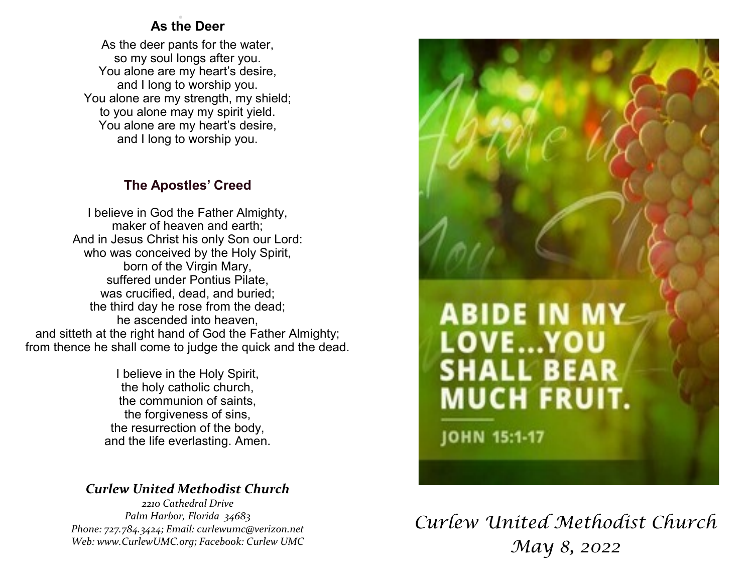## As the Deer

As the deer pants for the water,
so my soul longs after you.
You alone are my heart's desire,
and I long to worship you.
You alone are my strength, my shield;
to you alone may my spirit yield.
You alone are my heart's desire,
and I long to worship you.

## The Apostles' Creed

I believe in God the Father Almighty,
maker of heaven and earth;
And in Jesus Christ his only Son our Lord:
who was conceived by the Holy Spirit,
born of the Virgin Mary,
suffered under Pontius Pilate,
was crucified, dead, and buried;
the third day he rose from the dead;
he ascended into heaven,
and sitteth at the right hand of God the Father Almighty;
from thence he shall come to judge the quick and the dead.

I believe in the Holy Spirit,
the holy catholic church,
the communion of saints,
the forgiveness of sins,
the resurrection of the body,
and the life everlasting. Amen.

***Curlew United Methodist Church***

*2210 Cathedral Drive*
*Palm Harbor, Florida 34683*
*Phone: 727.784.3424; Email: curlewumc@verizon.net*
*Web: www.CurlewUMC.org; Facebook: Curlew UMC*

ABIDE IN MY LOVE...YOU SHALL BEAR MUCH FRUIT.

JOHN 15:1-17

*Curlew United Methodist Church*
*May 8, 2022*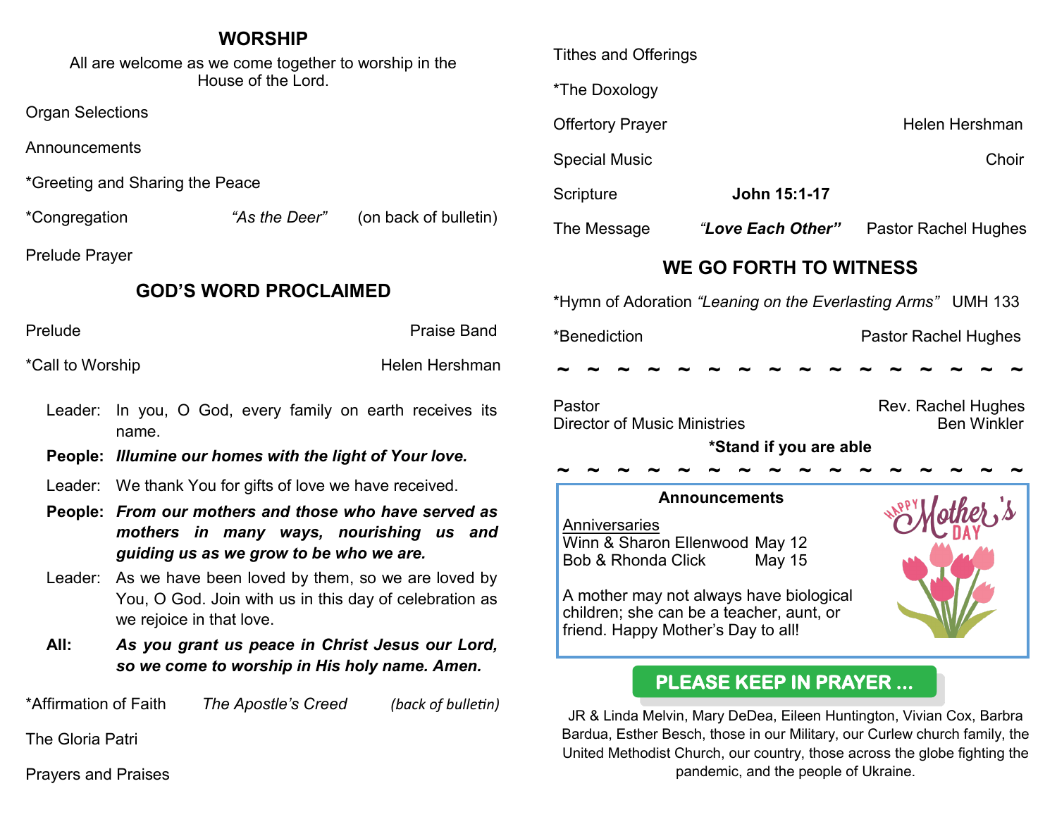## WORSHIP

All are welcome as we come together to worship in the House of the Lord.

Organ Selections

Announcements

*Greeting and Sharing the Peace

*Congregation *"As the Deer"* (on back of bulletin)

Prelude Prayer

## GOD'S WORD PROCLAIMED

Prelude — Praise Band

*Call to Worship — Helen Hershman

Leader: In you, O God, every family on earth receives its name.

**People:** ***Illumine our homes with the light of Your love.***

Leader: We thank You for gifts of love we have received.

**People:** ***From our mothers and those who have served as mothers in many ways, nourishing us and guiding us as we grow to be who we are.***

Leader: As we have been loved by them, so we are loved by You, O God. Join with us in this day of celebration as we rejoice in that love.

**All:** ***As you grant us peace in Christ Jesus our Lord, so we come to worship in His holy name. Amen.***

*Affirmation of Faith *The Apostle's Creed* *(back of bulletin)*

The Gloria Patri

Prayers and Praises

Tithes and Offerings

*The Doxology

Offertory Prayer — Helen Hershman

Special Music — Choir

Scripture **John 15:1-17**

The Message ***"Love Each Other"*** Pastor Rachel Hughes

## WE GO FORTH TO WITNESS

*Hymn of Adoration *"Leaning on the Everlasting Arms"* UMH 133

*Benediction — Pastor Rachel Hughes

~ ~ ~ ~ ~ ~ ~ ~ ~ ~ ~ ~ ~ ~ ~ ~

Pastor — Rev. Rachel Hughes
Director of Music Ministries — Ben Winkler

**\*Stand if you are able**

~ ~ ~ ~ ~ ~ ~ ~ ~ ~ ~ ~ ~ ~ ~ ~

**Announcements**

Anniversaries
Winn & Sharon Ellenwood May 12
Bob & Rhonda Click May 15

A mother may not always have biological children; she can be a teacher, aunt, or friend. Happy Mother's Day to all!

**PLEASE KEEP IN PRAYER ...**

JR & Linda Melvin, Mary DeDea, Eileen Huntington, Vivian Cox, Barbra Bardua, Esther Besch, those in our Military, our Curlew church family, the United Methodist Church, our country, those across the globe fighting the pandemic, and the people of Ukraine.